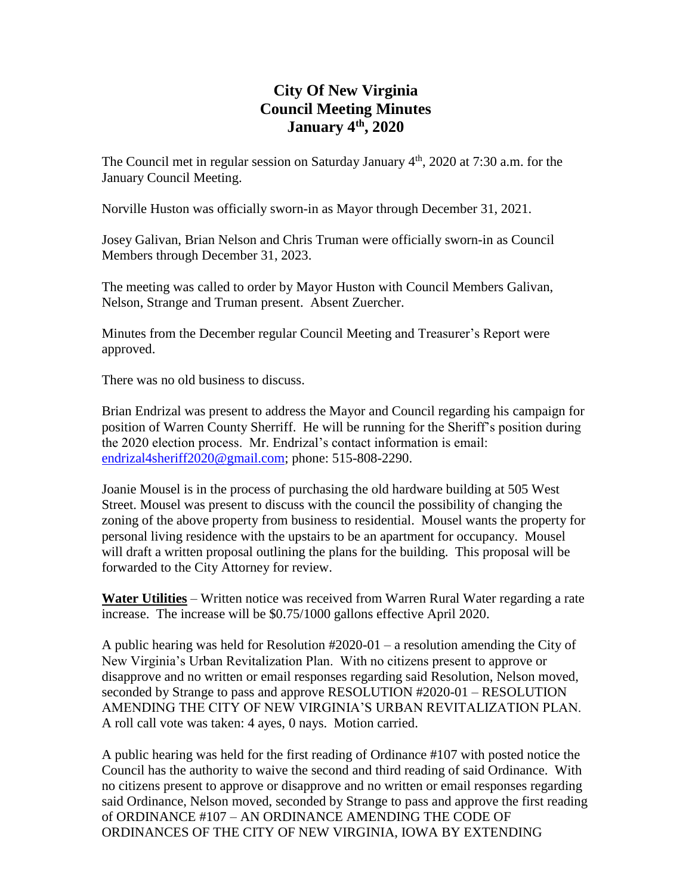# City Of New Virginia
# Council Meeting Minutes
# January 4th, 2020

The Council met in regular session on Saturday January 4th, 2020 at 7:30 a.m. for the January Council Meeting.

Norville Huston was officially sworn-in as Mayor through December 31, 2021.

Josey Galivan, Brian Nelson and Chris Truman were officially sworn-in as Council Members through December 31, 2023.

The meeting was called to order by Mayor Huston with Council Members Galivan, Nelson, Strange and Truman present. Absent Zuercher.

Minutes from the December regular Council Meeting and Treasurer's Report were approved.

There was no old business to discuss.

Brian Endrizal was present to address the Mayor and Council regarding his campaign for position of Warren County Sherriff. He will be running for the Sheriff's position during the 2020 election process. Mr. Endrizal's contact information is email: endrizal4sheriff2020@gmail.com; phone: 515-808-2290.

Joanie Mousel is in the process of purchasing the old hardware building at 505 West Street. Mousel was present to discuss with the council the possibility of changing the zoning of the above property from business to residential. Mousel wants the property for personal living residence with the upstairs to be an apartment for occupancy. Mousel will draft a written proposal outlining the plans for the building. This proposal will be forwarded to the City Attorney for review.

**Water Utilities** – Written notice was received from Warren Rural Water regarding a rate increase. The increase will be $0.75/1000 gallons effective April 2020.

A public hearing was held for Resolution #2020-01 – a resolution amending the City of New Virginia's Urban Revitalization Plan. With no citizens present to approve or disapprove and no written or email responses regarding said Resolution, Nelson moved, seconded by Strange to pass and approve RESOLUTION #2020-01 – RESOLUTION AMENDING THE CITY OF NEW VIRGINIA'S URBAN REVITALIZATION PLAN. A roll call vote was taken: 4 ayes, 0 nays. Motion carried.

A public hearing was held for the first reading of Ordinance #107 with posted notice the Council has the authority to waive the second and third reading of said Ordinance. With no citizens present to approve or disapprove and no written or email responses regarding said Ordinance, Nelson moved, seconded by Strange to pass and approve the first reading of ORDINANCE #107 – AN ORDINANCE AMENDING THE CODE OF ORDINANCES OF THE CITY OF NEW VIRGINIA, IOWA BY EXTENDING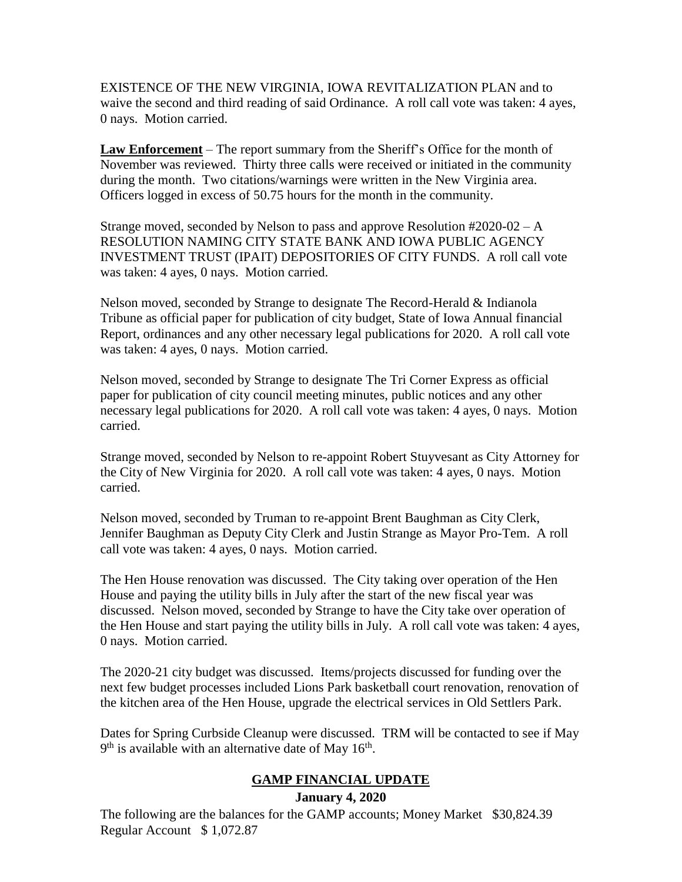EXISTENCE OF THE NEW VIRGINIA, IOWA REVITALIZATION PLAN and to waive the second and third reading of said Ordinance. A roll call vote was taken: 4 ayes, 0 nays. Motion carried.

**Law Enforcement** – The report summary from the Sheriff's Office for the month of November was reviewed. Thirty three calls were received or initiated in the community during the month. Two citations/warnings were written in the New Virginia area. Officers logged in excess of 50.75 hours for the month in the community.

Strange moved, seconded by Nelson to pass and approve Resolution #2020-02 – A RESOLUTION NAMING CITY STATE BANK AND IOWA PUBLIC AGENCY INVESTMENT TRUST (IPAIT) DEPOSITORIES OF CITY FUNDS. A roll call vote was taken: 4 ayes, 0 nays. Motion carried.

Nelson moved, seconded by Strange to designate The Record-Herald & Indianola Tribune as official paper for publication of city budget, State of Iowa Annual financial Report, ordinances and any other necessary legal publications for 2020. A roll call vote was taken: 4 ayes, 0 nays. Motion carried.

Nelson moved, seconded by Strange to designate The Tri Corner Express as official paper for publication of city council meeting minutes, public notices and any other necessary legal publications for 2020. A roll call vote was taken: 4 ayes, 0 nays. Motion carried.

Strange moved, seconded by Nelson to re-appoint Robert Stuyvesant as City Attorney for the City of New Virginia for 2020. A roll call vote was taken: 4 ayes, 0 nays. Motion carried.

Nelson moved, seconded by Truman to re-appoint Brent Baughman as City Clerk, Jennifer Baughman as Deputy City Clerk and Justin Strange as Mayor Pro-Tem. A roll call vote was taken: 4 ayes, 0 nays. Motion carried.

The Hen House renovation was discussed. The City taking over operation of the Hen House and paying the utility bills in July after the start of the new fiscal year was discussed. Nelson moved, seconded by Strange to have the City take over operation of the Hen House and start paying the utility bills in July. A roll call vote was taken: 4 ayes, 0 nays. Motion carried.

The 2020-21 city budget was discussed. Items/projects discussed for funding over the next few budget processes included Lions Park basketball court renovation, renovation of the kitchen area of the Hen House, upgrade the electrical services in Old Settlers Park.

Dates for Spring Curbside Cleanup were discussed. TRM will be contacted to see if May 9th is available with an alternative date of May 16th.

## GAMP FINANCIAL UPDATE

**January 4, 2020**

The following are the balances for the GAMP accounts; Money Market $30,824.39
Regular Account $ 1,072.87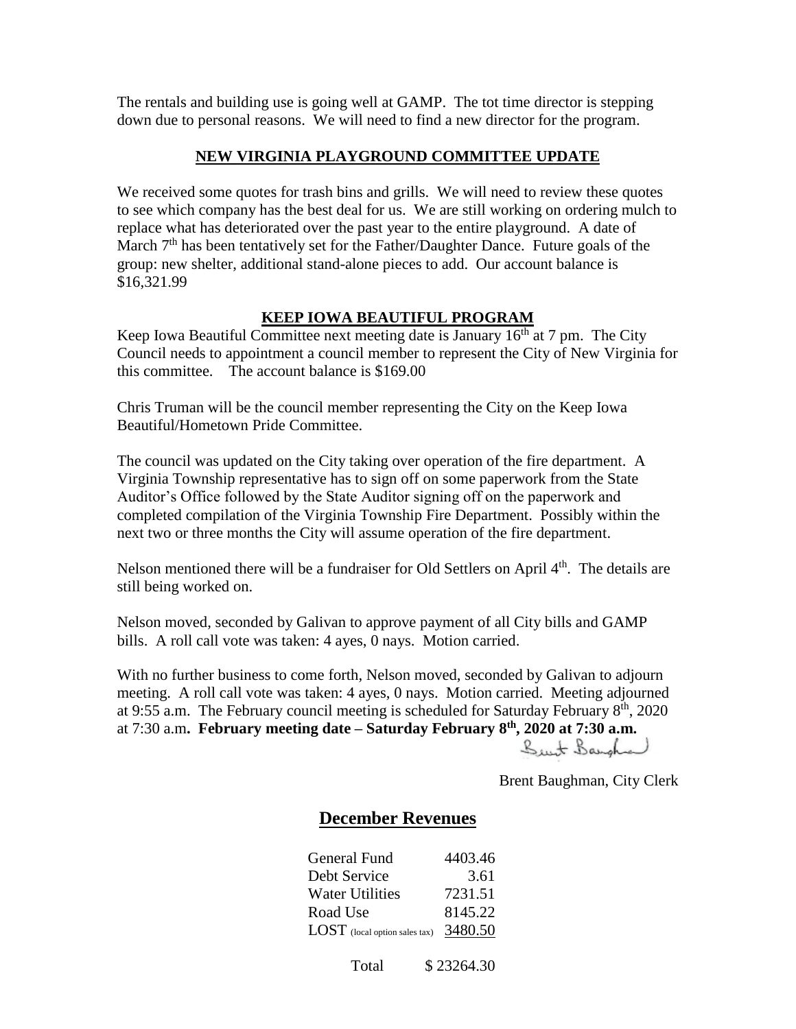The rentals and building use is going well at GAMP. The tot time director is stepping down due to personal reasons. We will need to find a new director for the program.

## NEW VIRGINIA PLAYGROUND COMMITTEE UPDATE

We received some quotes for trash bins and grills. We will need to review these quotes to see which company has the best deal for us. We are still working on ordering mulch to replace what has deteriorated over the past year to the entire playground. A date of March 7th has been tentatively set for the Father/Daughter Dance. Future goals of the group: new shelter, additional stand-alone pieces to add. Our account balance is $16,321.99

## KEEP IOWA BEAUTIFUL PROGRAM

Keep Iowa Beautiful Committee next meeting date is January 16th at 7 pm. The City Council needs to appointment a council member to represent the City of New Virginia for this committee. The account balance is $169.00

Chris Truman will be the council member representing the City on the Keep Iowa Beautiful/Hometown Pride Committee.

The council was updated on the City taking over operation of the fire department. A Virginia Township representative has to sign off on some paperwork from the State Auditor's Office followed by the State Auditor signing off on the paperwork and completed compilation of the Virginia Township Fire Department. Possibly within the next two or three months the City will assume operation of the fire department.

Nelson mentioned there will be a fundraiser for Old Settlers on April 4th. The details are still being worked on.

Nelson moved, seconded by Galivan to approve payment of all City bills and GAMP bills. A roll call vote was taken: 4 ayes, 0 nays. Motion carried.

With no further business to come forth, Nelson moved, seconded by Galivan to adjourn meeting. A roll call vote was taken: 4 ayes, 0 nays. Motion carried. Meeting adjourned at 9:55 a.m. The February council meeting is scheduled for Saturday February 8th, 2020 at 7:30 a.m. **February meeting date – Saturday February 8th, 2020 at 7:30 a.m.**

Brent Baughman, City Clerk

## December Revenues

| | |
|---|---|
| General Fund | 4403.46 |
| Debt Service | 3.61 |
| Water Utilities | 7231.51 |
| Road Use | 8145.22 |
| LOST (local option sales tax) | 3480.50 |
| Total | $ 23264.30 |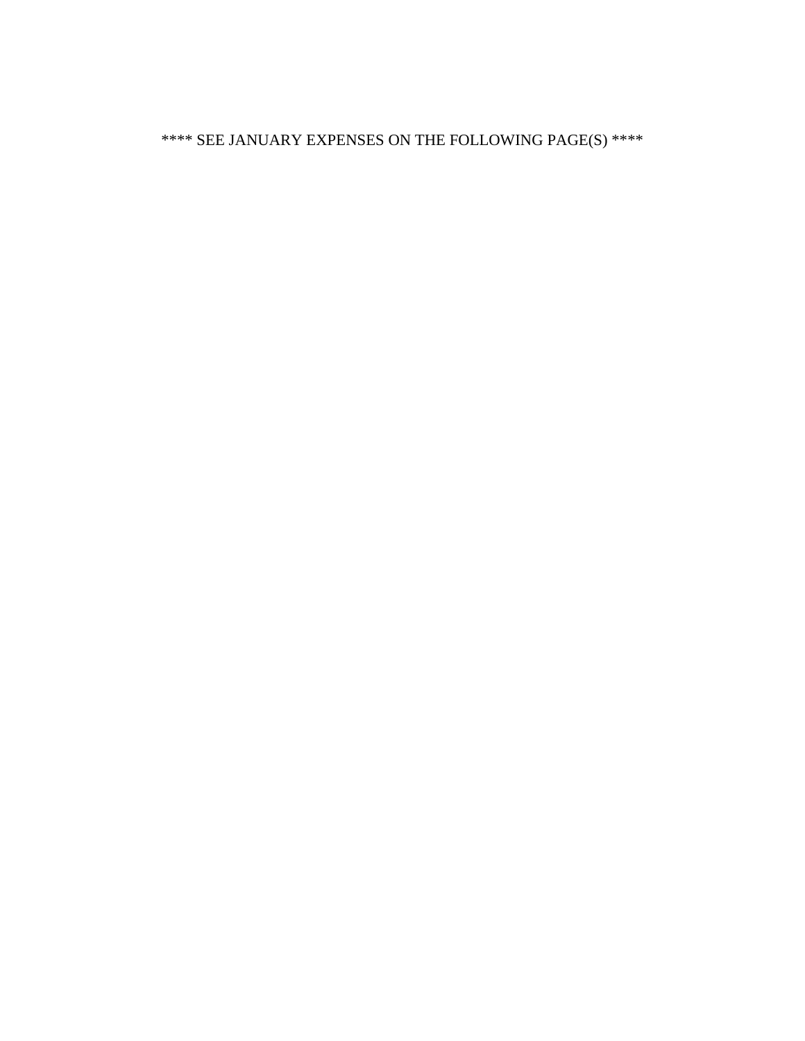**** SEE JANUARY EXPENSES ON THE FOLLOWING PAGE(S) ****